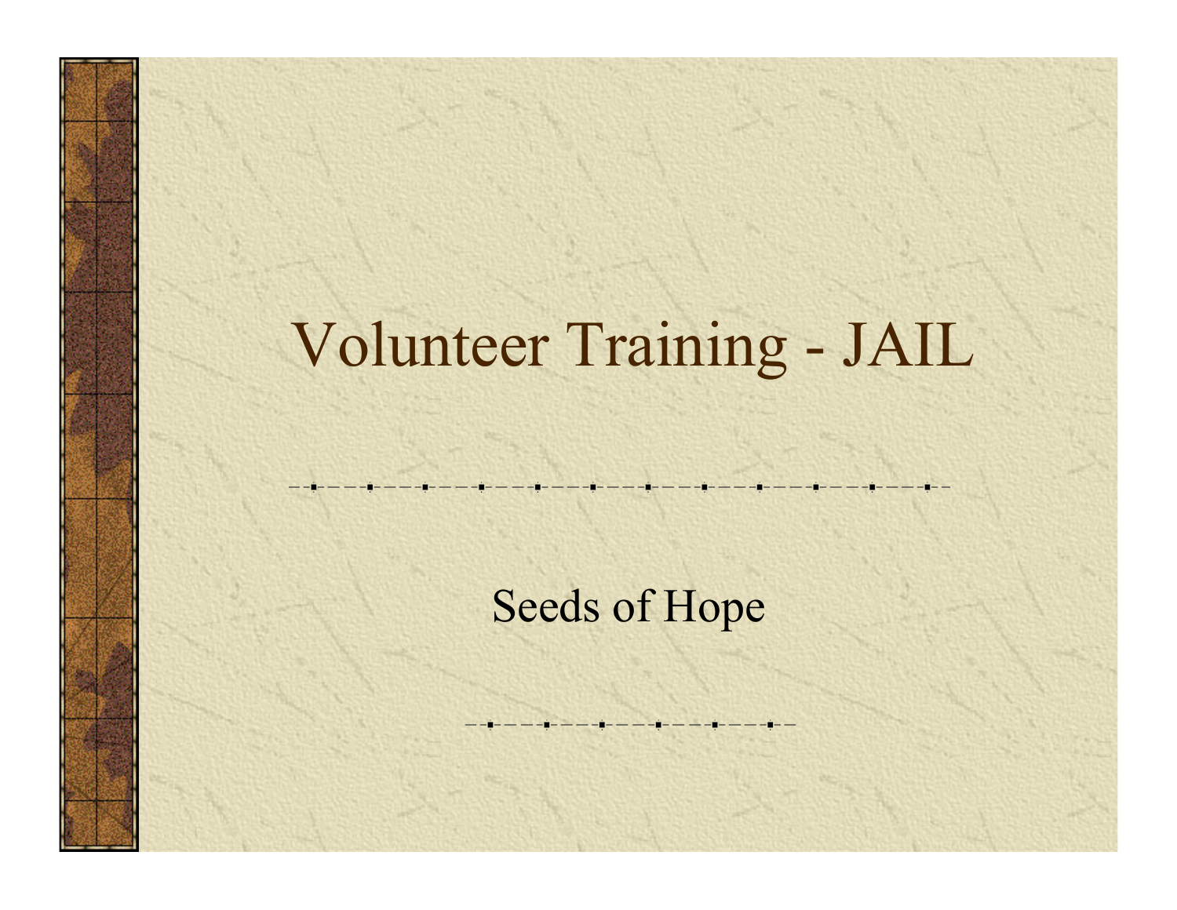# Volunteer Training - JAIL

Seeds of Hope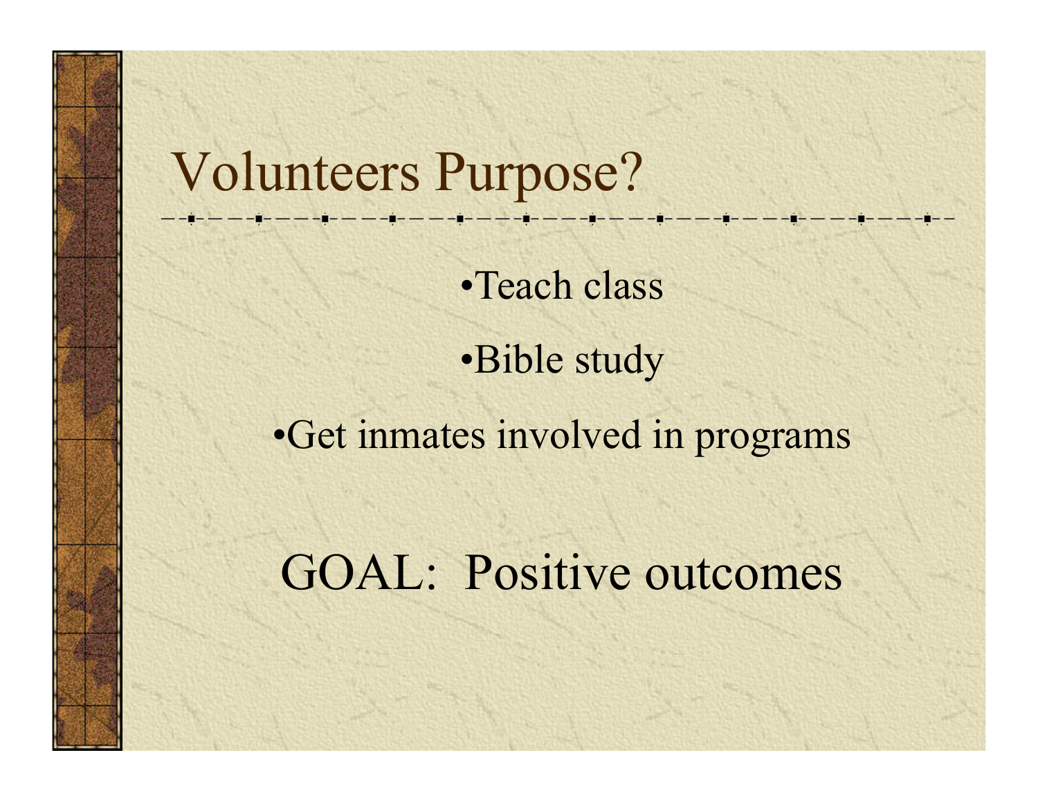# Volunteers Purpose?

- Teach class
- Bible study
- Get inmates involved in programs

GOAL: Positive outcomes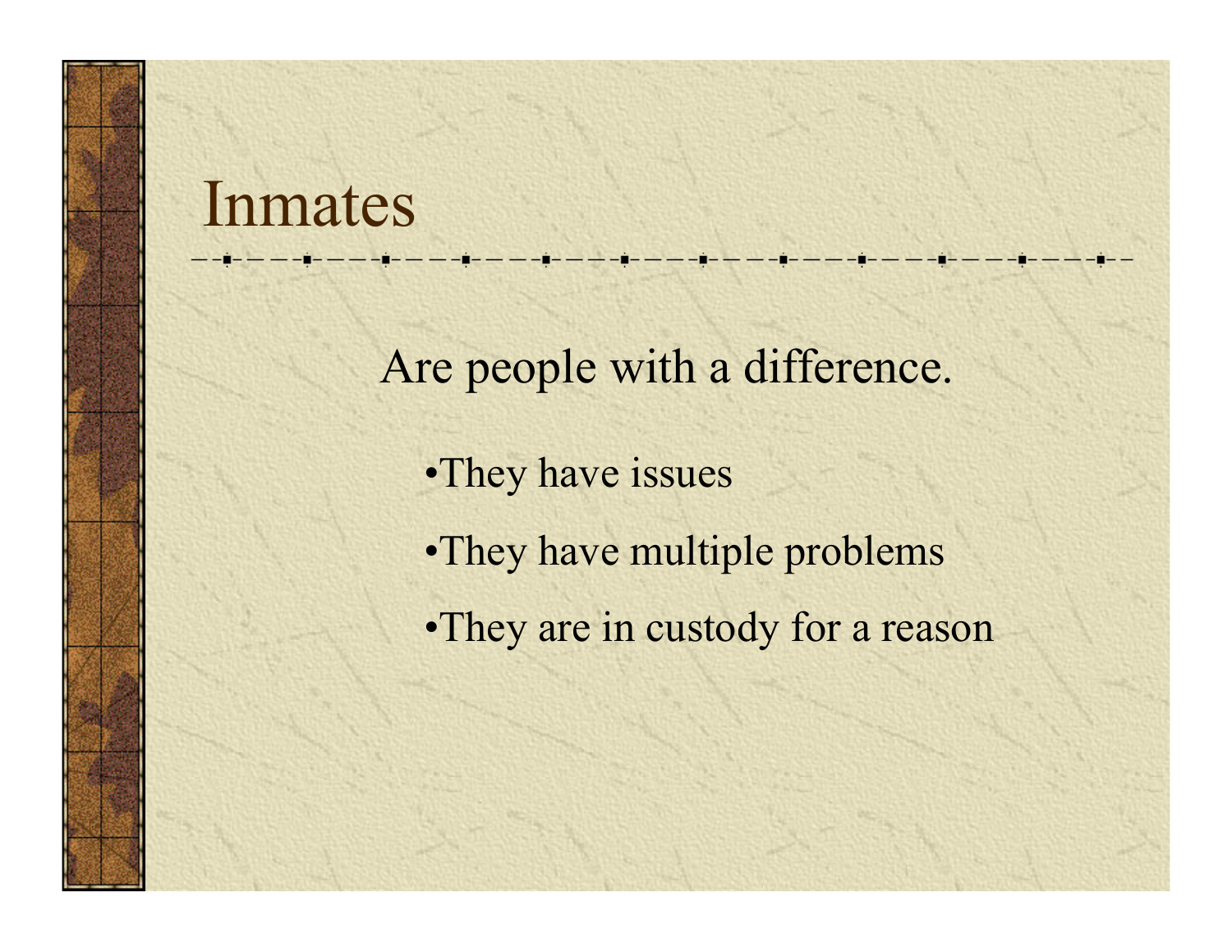# Inmates

Are people with a difference.

- They have issues
- They have multiple problems
- They are in custody for a reason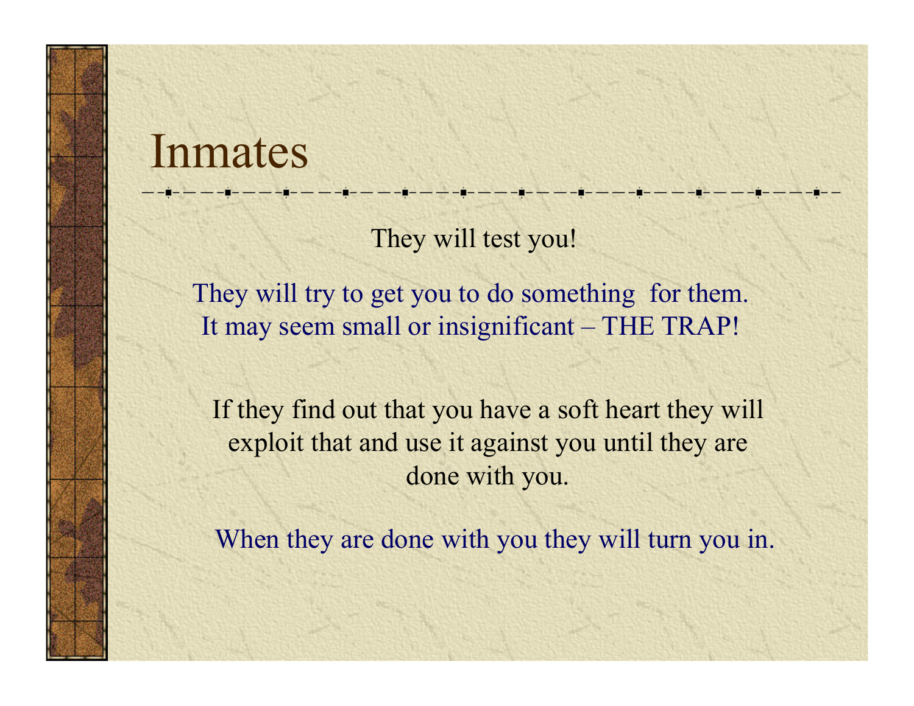# Inmates

They will test you!

They will try to get you to do something for them. It may seem small or insignificant – THE TRAP!

If they find out that you have a soft heart they will exploit that and use it against you until they are done with you.

When they are done with you they will turn you in.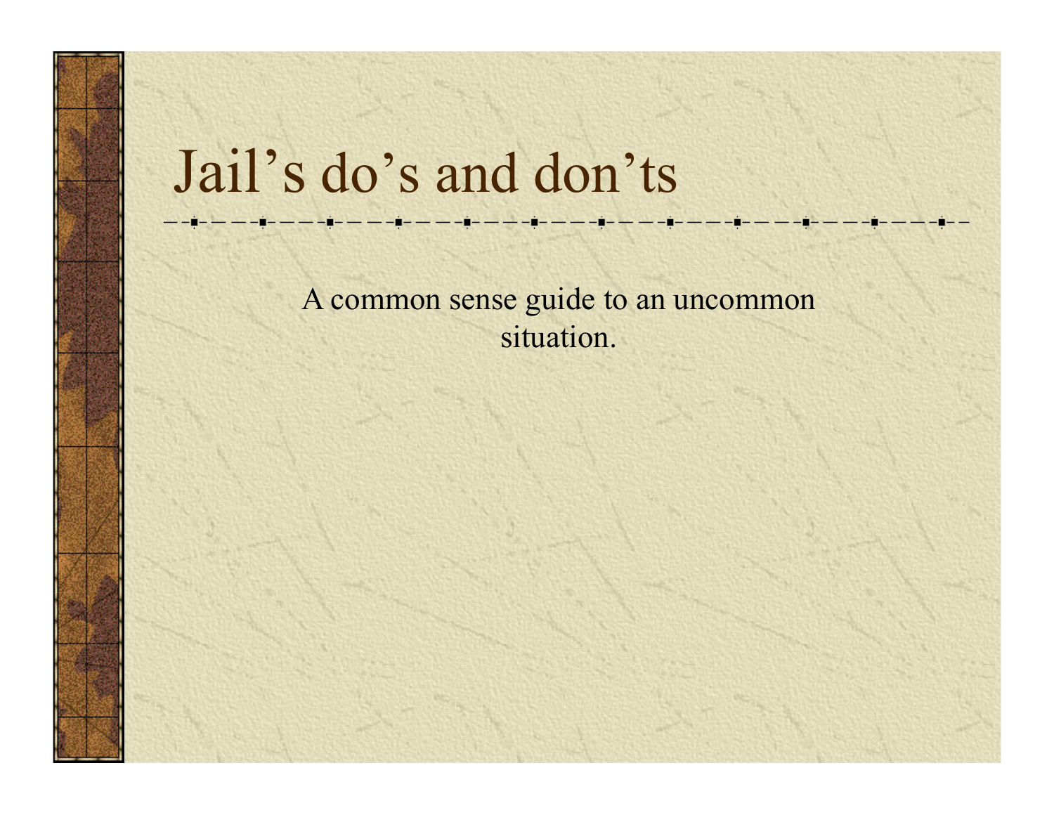# Jail's do's and don'ts

A common sense guide to an uncommon situation.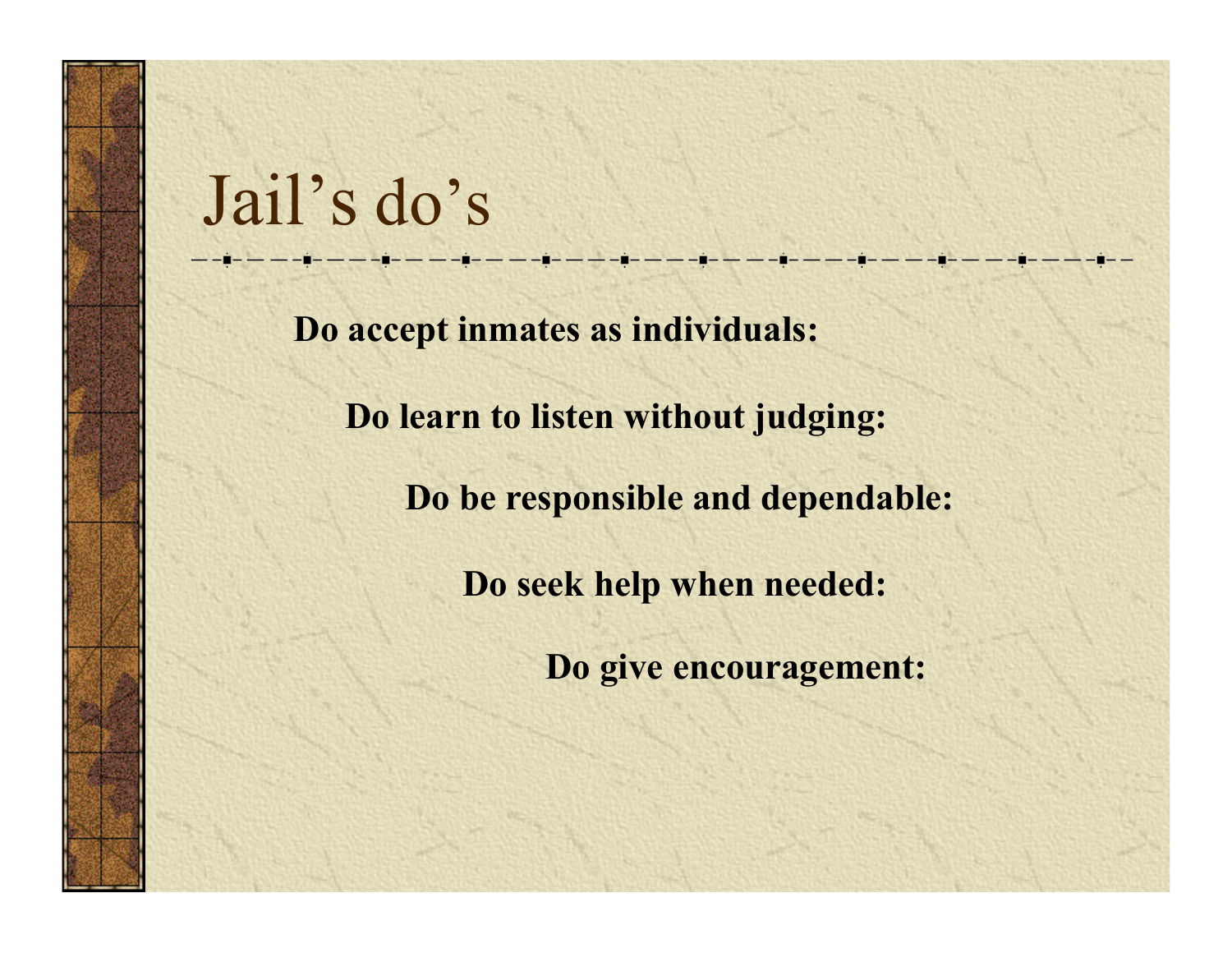# Jail's do's

**Do accept inmates as individuals:**

**Do learn to listen without judging:**

**Do be responsible and dependable:**

**Do seek help when needed:**

**Do give encouragement:**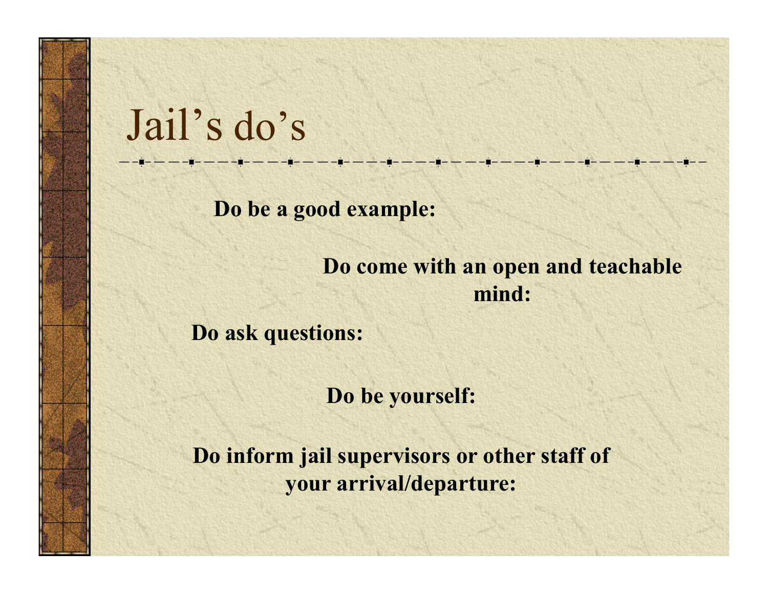# Jail's do's

**Do be a good example:**

**Do come with an open and teachable mind:**

**Do ask questions:**

**Do be yourself:**

**Do inform jail supervisors or other staff of your arrival/departure:**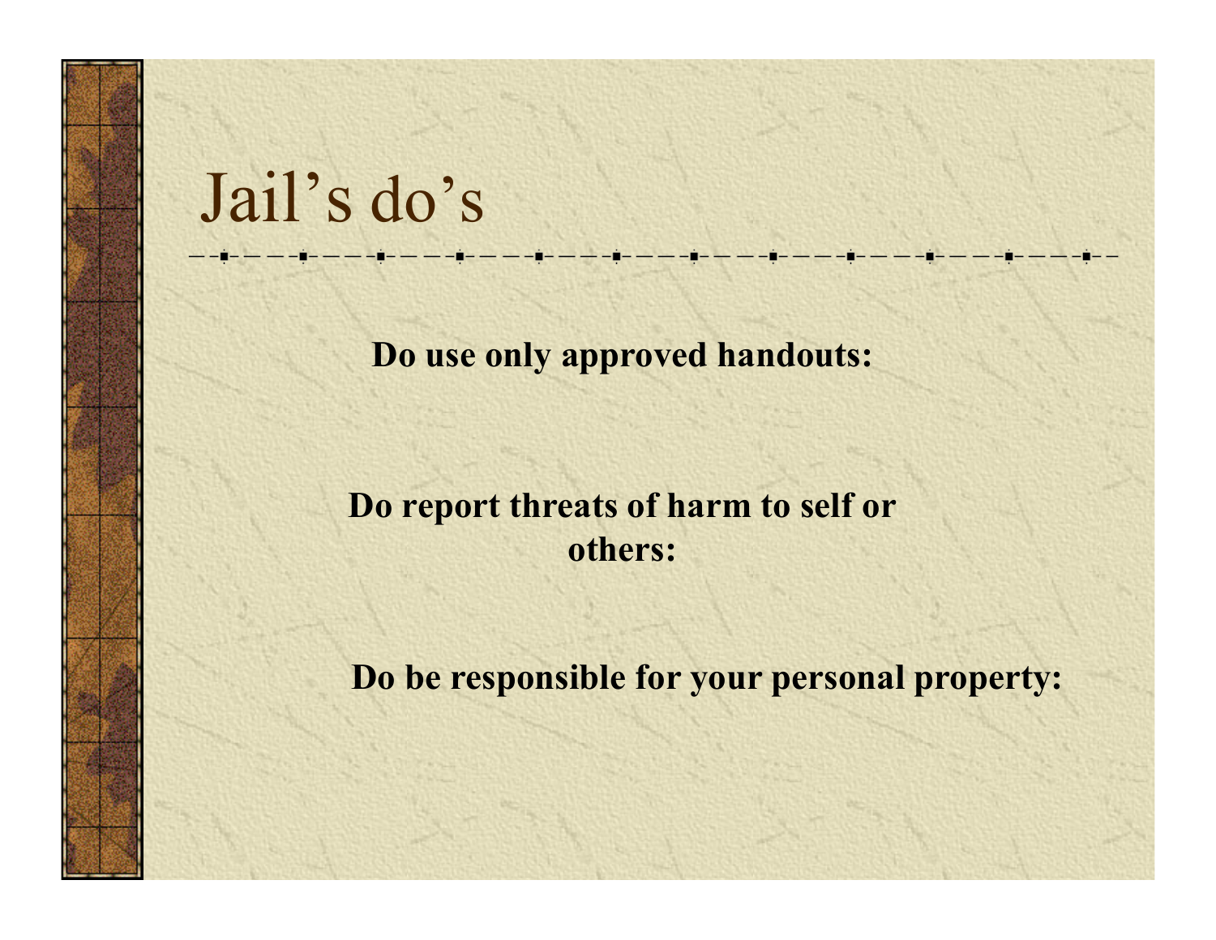# Jail's do's

**Do use only approved handouts:**

**Do report threats of harm to self or others:**

**Do be responsible for your personal property:**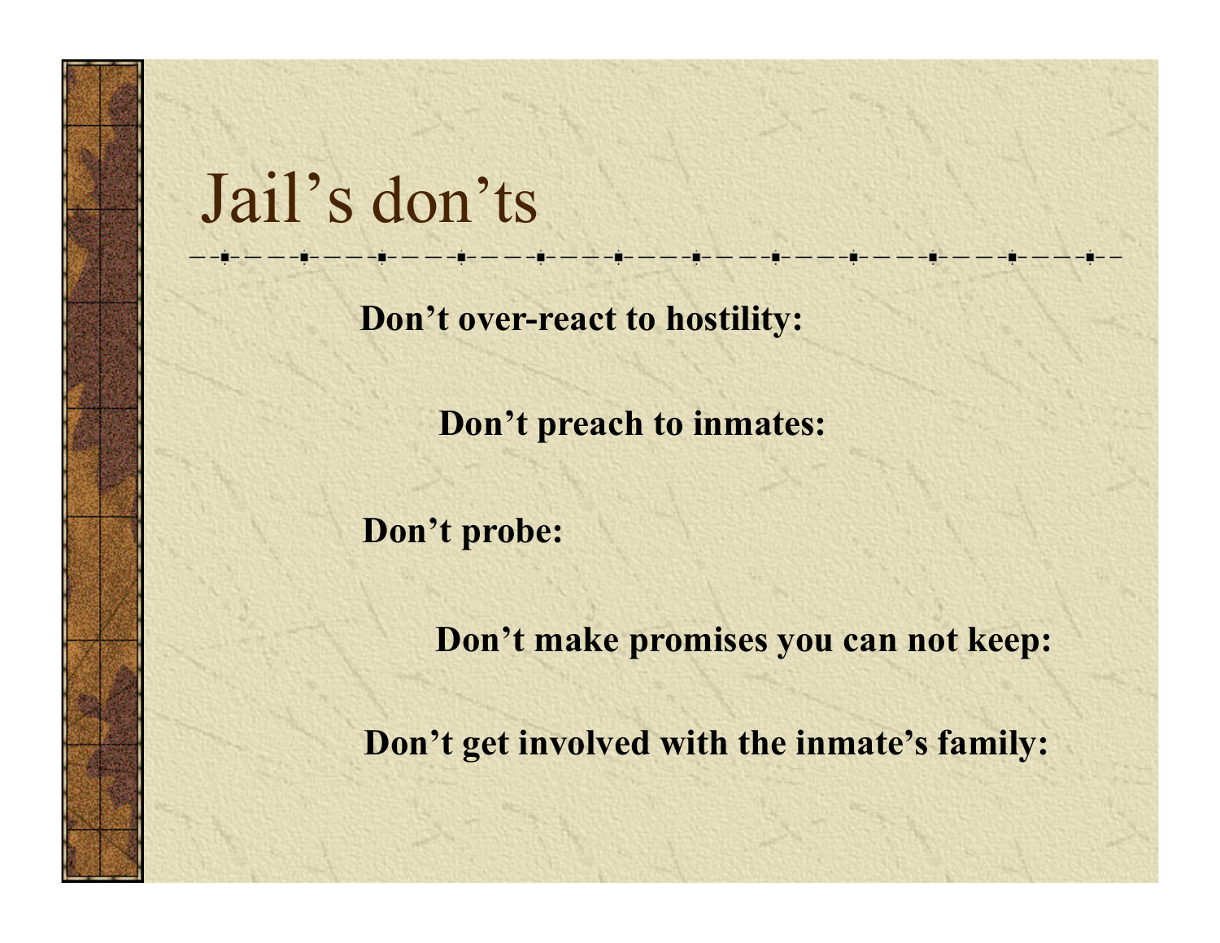# Jail's don'ts

**Don't over-react to hostility:**

**Don't preach to inmates:**

**Don't probe:**

**Don't make promises you can not keep:**

**Don't get involved with the inmate's family:**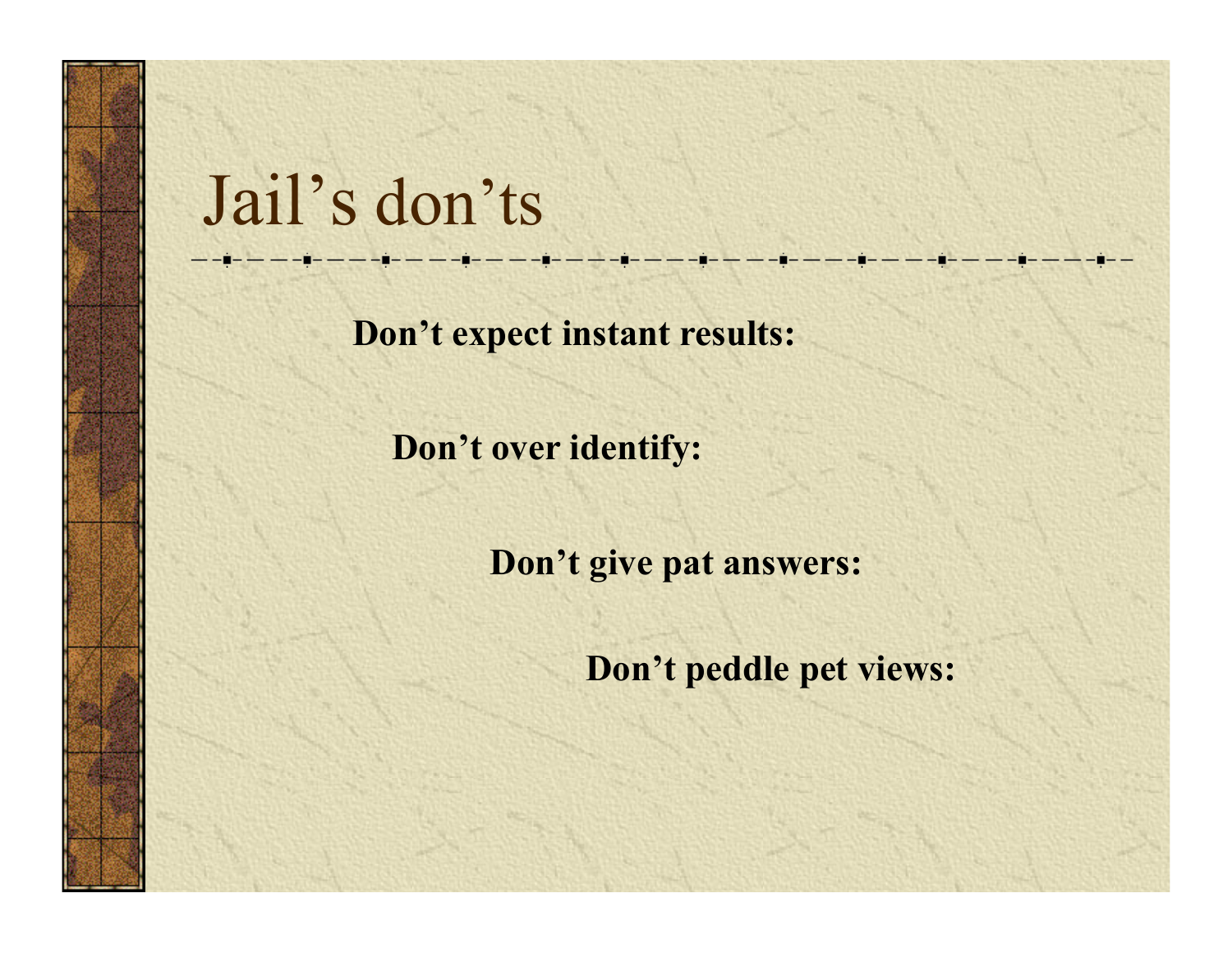# Jail's don'ts

**Don't expect instant results:**

**Don't over identify:**

**Don't give pat answers:**

**Don't peddle pet views:**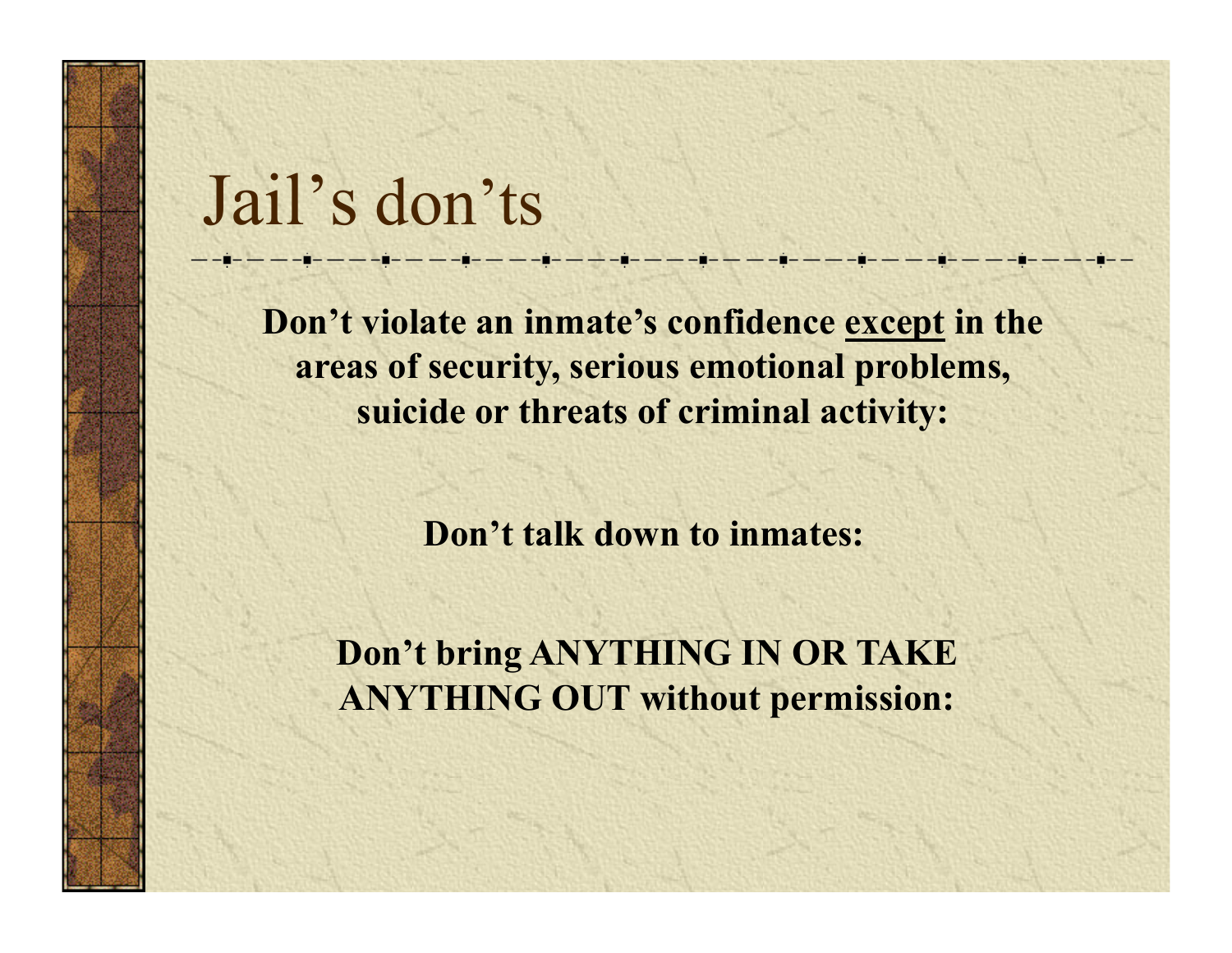# Jail's don'ts

**Don't violate an inmate's confidence <u>except</u> in the areas of security, serious emotional problems, suicide or threats of criminal activity:**

**Don't talk down to inmates:**

**Don't bring ANYTHING IN OR TAKE ANYTHING OUT without permission:**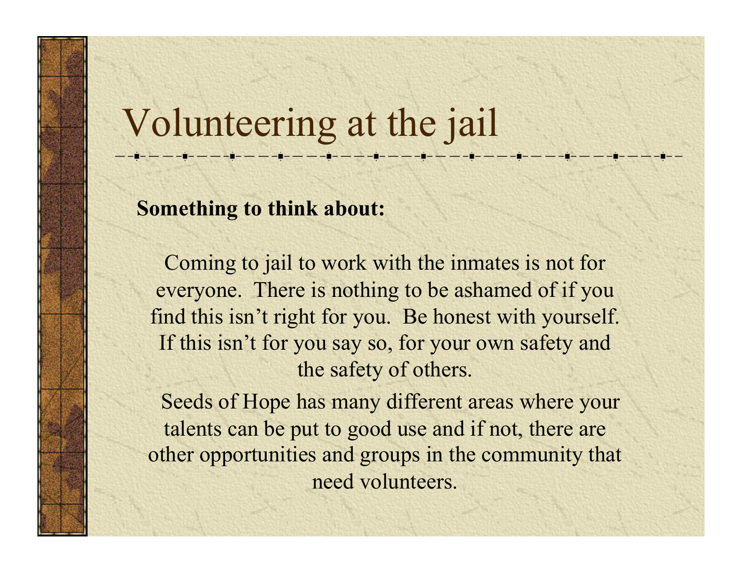# Volunteering at the jail

**Something to think about:**

Coming to jail to work with the inmates is not for everyone. There is nothing to be ashamed of if you find this isn't right for you. Be honest with yourself. If this isn't for you say so, for your own safety and the safety of others.

Seeds of Hope has many different areas where your talents can be put to good use and if not, there are other opportunities and groups in the community that need volunteers.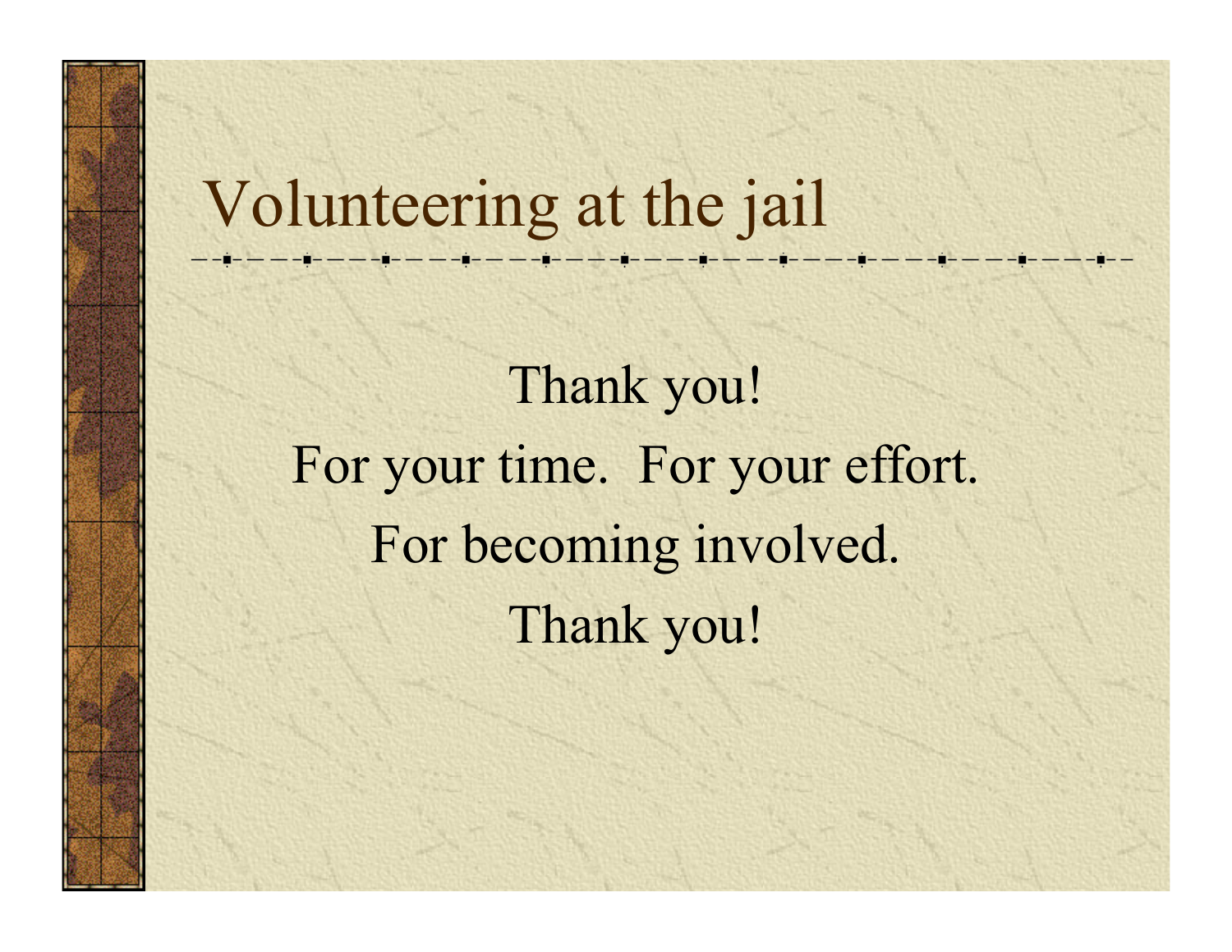# Volunteering at the jail

Thank you!

For your time. For your effort.

For becoming involved.

Thank you!